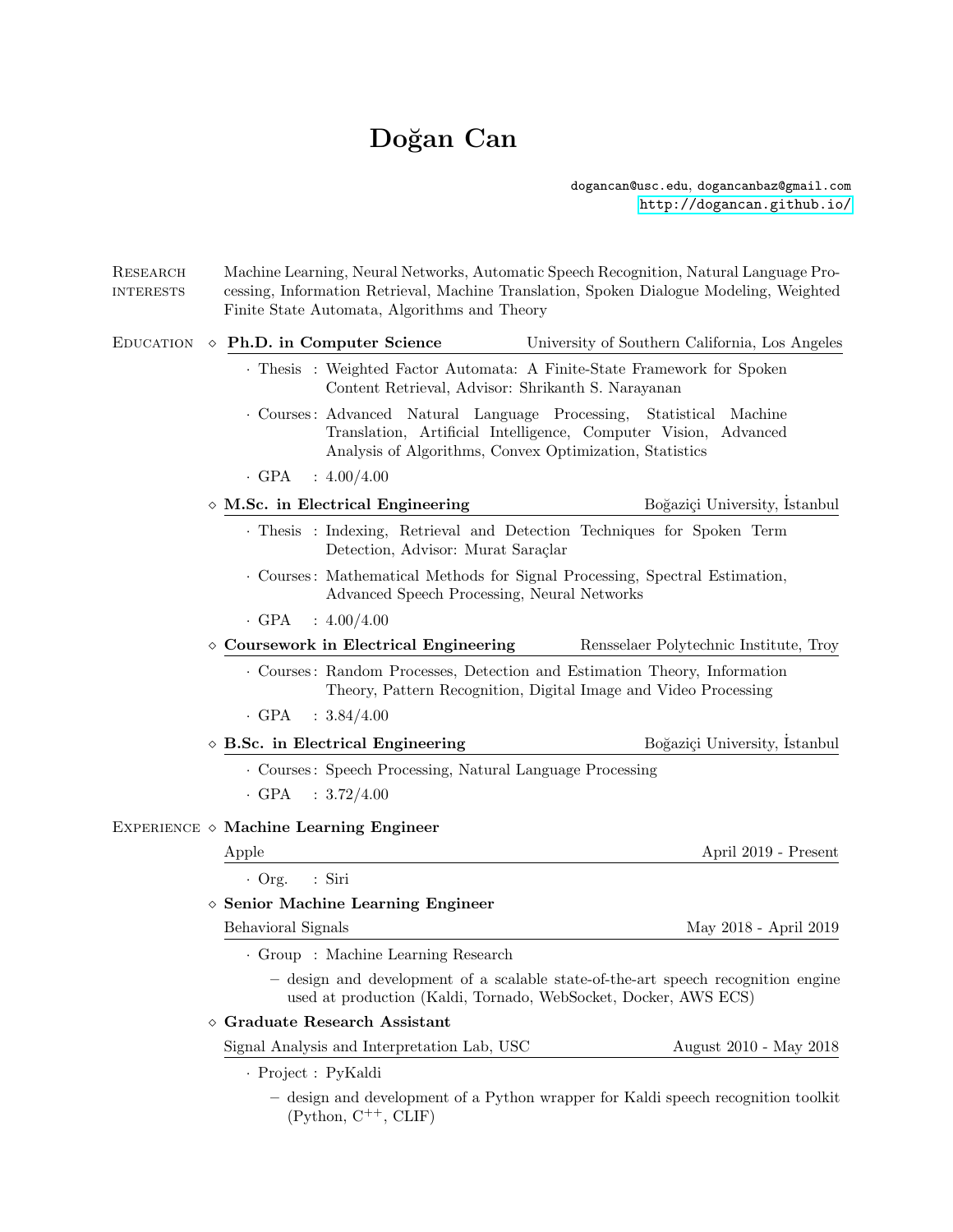# Doğan Can

dogancan@usc.edu, dogancanbaz@gmail.com
http://dogancan.github.io/

## Research interests

Machine Learning, Neural Networks, Automatic Speech Recognition, Natural Language Processing, Information Retrieval, Machine Translation, Spoken Dialogue Modeling, Weighted Finite State Automata, Algorithms and Theory

## Education

◇ **Ph.D. in Computer Science** — University of Southern California, Los Angeles

- Thesis : Weighted Factor Automata: A Finite-State Framework for Spoken Content Retrieval, Advisor: Shrikanth S. Narayanan
- Courses : Advanced Natural Language Processing, Statistical Machine Translation, Artificial Intelligence, Computer Vision, Advanced Analysis of Algorithms, Convex Optimization, Statistics
- GPA : 4.00/4.00

◇ **M.Sc. in Electrical Engineering** — Boğaziçi University, İstanbul

- Thesis : Indexing, Retrieval and Detection Techniques for Spoken Term Detection, Advisor: Murat Saraçlar
- Courses : Mathematical Methods for Signal Processing, Spectral Estimation, Advanced Speech Processing, Neural Networks
- GPA : 4.00/4.00

◇ **Coursework in Electrical Engineering** — Rensselaer Polytechnic Institute, Troy

- Courses : Random Processes, Detection and Estimation Theory, Information Theory, Pattern Recognition, Digital Image and Video Processing
- GPA : 3.84/4.00

◇ **B.Sc. in Electrical Engineering** — Boğaziçi University, İstanbul

- Courses : Speech Processing, Natural Language Processing
- GPA : 3.72/4.00

## Experience

◇ **Machine Learning Engineer**

Apple — April 2019 - Present

- Org. : Siri

◇ **Senior Machine Learning Engineer**

Behavioral Signals — May 2018 - April 2019

- Group : Machine Learning Research
  - design and development of a scalable state-of-the-art speech recognition engine used at production (Kaldi, Tornado, WebSocket, Docker, AWS ECS)

◇ **Graduate Research Assistant**

Signal Analysis and Interpretation Lab, USC — August 2010 - May 2018

- Project : PyKaldi
  - design and development of a Python wrapper for Kaldi speech recognition toolkit (Python, C++, CLIF)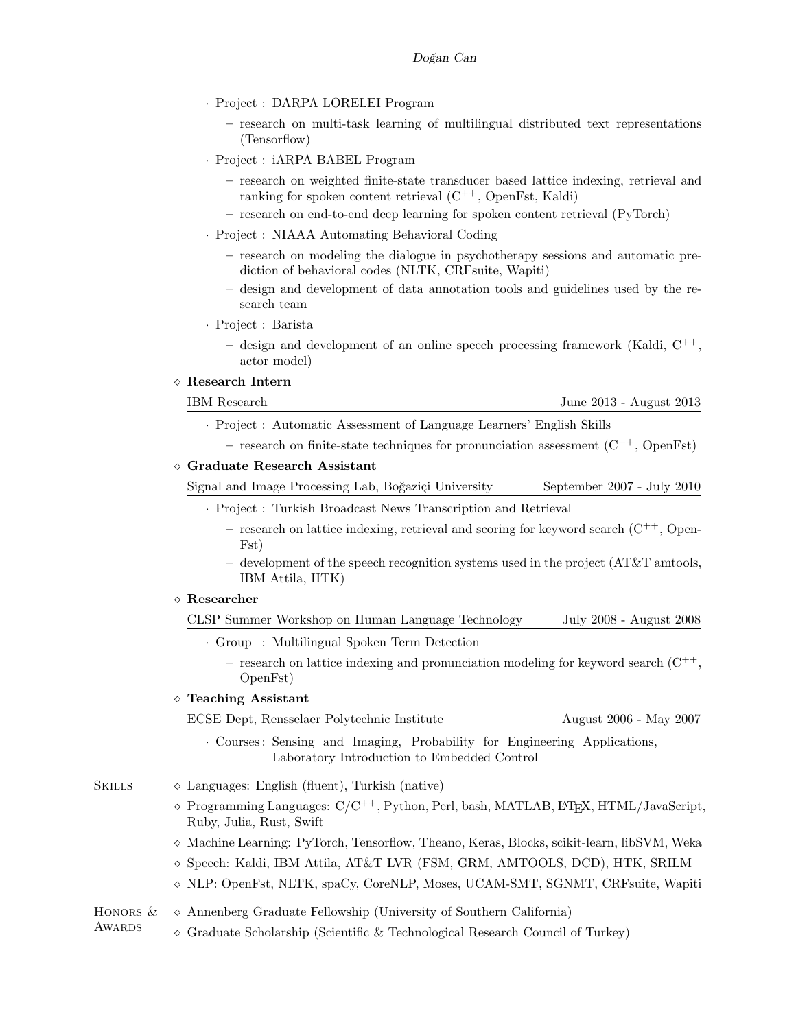· Project : DARPA LORELEI Program

- research on multi-task learning of multilingual distributed text representations (Tensorflow)

· Project : iARPA BABEL Program

- research on weighted finite-state transducer based lattice indexing, retrieval and ranking for spoken content retrieval ($C^{++}$, OpenFst, Kaldi)
- research on end-to-end deep learning for spoken content retrieval (PyTorch)

· Project : NIAAA Automating Behavioral Coding

- research on modeling the dialogue in psychotherapy sessions and automatic prediction of behavioral codes (NLTK, CRFsuite, Wapiti)
- design and development of data annotation tools and guidelines used by the research team

· Project : Barista

- design and development of an online speech processing framework (Kaldi, $C^{++}$, actor model)

◇ **Research Intern**

IBM Research — June 2013 - August 2013

· Project : Automatic Assessment of Language Learners' English Skills

- research on finite-state techniques for pronunciation assessment ($C^{++}$, OpenFst)

◇ **Graduate Research Assistant**

Signal and Image Processing Lab, Boğaziçi University — September 2007 - July 2010

· Project : Turkish Broadcast News Transcription and Retrieval

- research on lattice indexing, retrieval and scoring for keyword search ($C^{++}$, OpenFst)
- development of the speech recognition systems used in the project (AT&T amtools, IBM Attila, HTK)

◇ **Researcher**

CLSP Summer Workshop on Human Language Technology — July 2008 - August 2008

· Group : Multilingual Spoken Term Detection

- research on lattice indexing and pronunciation modeling for keyword search ($C^{++}$, OpenFst)

◇ **Teaching Assistant**

ECSE Dept, Rensselaer Polytechnic Institute — August 2006 - May 2007

· Courses : Sensing and Imaging, Probability for Engineering Applications, Laboratory Introduction to Embedded Control

## Skills

◇ Languages: English (fluent), Turkish (native)

◇ Programming Languages: C/$C^{++}$, Python, Perl, bash, MATLAB, LaTeX, HTML/JavaScript, Ruby, Julia, Rust, Swift

◇ Machine Learning: PyTorch, Tensorflow, Theano, Keras, Blocks, scikit-learn, libSVM, Weka

◇ Speech: Kaldi, IBM Attila, AT&T LVR (FSM, GRM, AMTOOLS, DCD), HTK, SRILM

◇ NLP: OpenFst, NLTK, spaCy, CoreNLP, Moses, UCAM-SMT, SGNMT, CRFsuite, Wapiti

## Honors & Awards

◇ Annenberg Graduate Fellowship (University of Southern California)

◇ Graduate Scholarship (Scientific & Technological Research Council of Turkey)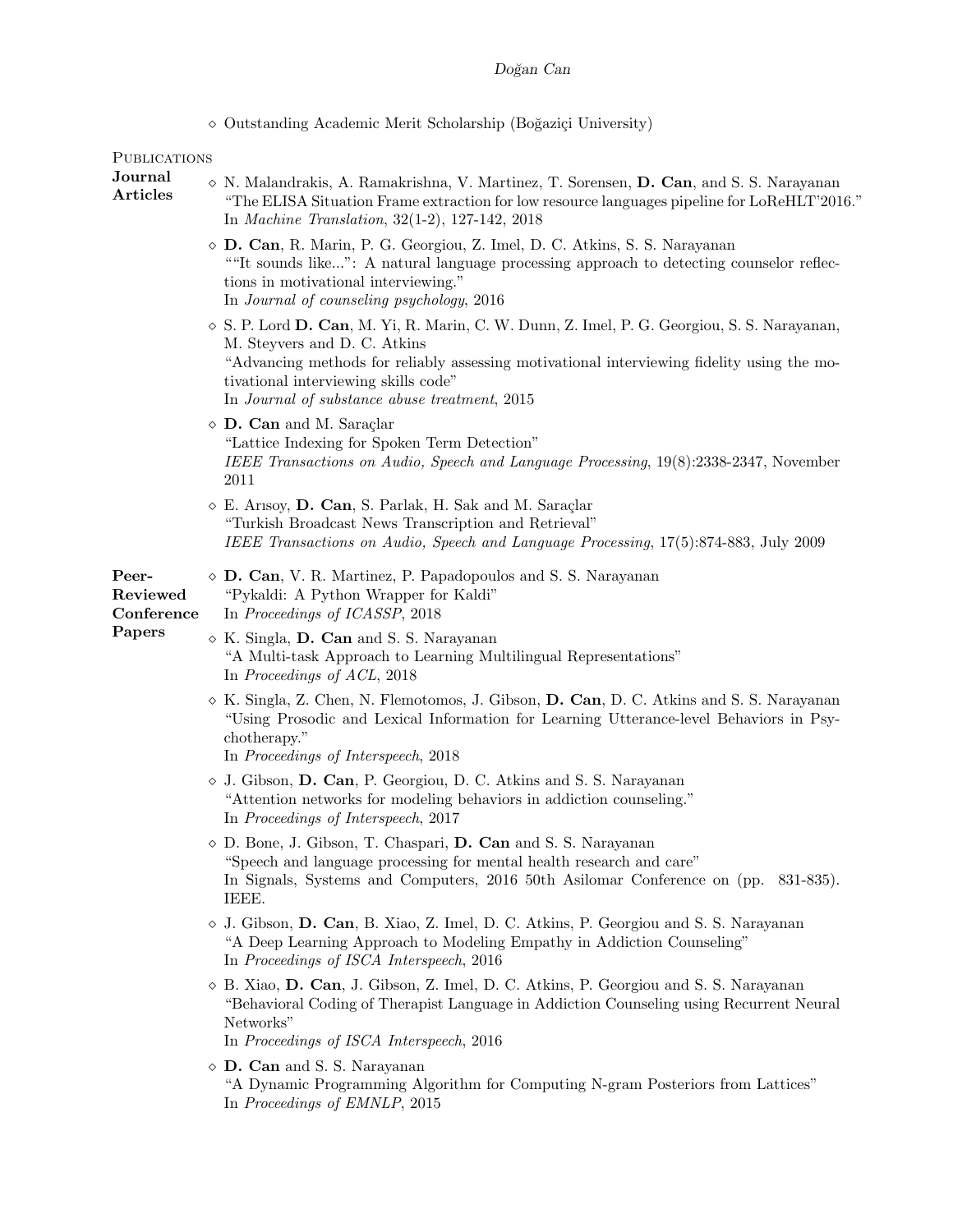- ◇ Outstanding Academic Merit Scholarship (Boğaziçi University)

## Publications

### Journal Articles

- ◇ N. Malandrakis, A. Ramakrishna, V. Martinez, T. Sorensen, **D. Can**, and S. S. Narayanan
  "The ELISA Situation Frame extraction for low resource languages pipeline for LoReHLT'2016."
  In *Machine Translation*, 32(1-2), 127-142, 2018

- ◇ **D. Can**, R. Marin, P. G. Georgiou, Z. Imel, D. C. Atkins, S. S. Narayanan
  ""It sounds like...": A natural language processing approach to detecting counselor reflections in motivational interviewing."
  In *Journal of counseling psychology*, 2016

- ◇ S. P. Lord **D. Can**, M. Yi, R. Marin, C. W. Dunn, Z. Imel, P. G. Georgiou, S. S. Narayanan, M. Steyvers and D. C. Atkins
  "Advancing methods for reliably assessing motivational interviewing fidelity using the motivational interviewing skills code"
  In *Journal of substance abuse treatment*, 2015

- ◇ **D. Can** and M. Saraçlar
  "Lattice Indexing for Spoken Term Detection"
  *IEEE Transactions on Audio, Speech and Language Processing*, 19(8):2338-2347, November 2011

- ◇ E. Arısoy, **D. Can**, S. Parlak, H. Sak and M. Saraçlar
  "Turkish Broadcast News Transcription and Retrieval"
  *IEEE Transactions on Audio, Speech and Language Processing*, 17(5):874-883, July 2009

### Peer-Reviewed Conference Papers

- ◇ **D. Can**, V. R. Martinez, P. Papadopoulos and S. S. Narayanan
  "Pykaldi: A Python Wrapper for Kaldi"
  In *Proceedings of ICASSP*, 2018

- ◇ K. Singla, **D. Can** and S. S. Narayanan
  "A Multi-task Approach to Learning Multilingual Representations"
  In *Proceedings of ACL*, 2018

- ◇ K. Singla, Z. Chen, N. Flemotomos, J. Gibson, **D. Can**, D. C. Atkins and S. S. Narayanan
  "Using Prosodic and Lexical Information for Learning Utterance-level Behaviors in Psychotherapy."
  In *Proceedings of Interspeech*, 2018

- ◇ J. Gibson, **D. Can**, P. Georgiou, D. C. Atkins and S. S. Narayanan
  "Attention networks for modeling behaviors in addiction counseling."
  In *Proceedings of Interspeech*, 2017

- ◇ D. Bone, J. Gibson, T. Chaspari, **D. Can** and S. S. Narayanan
  "Speech and language processing for mental health research and care"
  In Signals, Systems and Computers, 2016 50th Asilomar Conference on (pp. 831-835). IEEE.

- ◇ J. Gibson, **D. Can**, B. Xiao, Z. Imel, D. C. Atkins, P. Georgiou and S. S. Narayanan
  "A Deep Learning Approach to Modeling Empathy in Addiction Counseling"
  In *Proceedings of ISCA Interspeech*, 2016

- ◇ B. Xiao, **D. Can**, J. Gibson, Z. Imel, D. C. Atkins, P. Georgiou and S. S. Narayanan
  "Behavioral Coding of Therapist Language in Addiction Counseling using Recurrent Neural Networks"
  In *Proceedings of ISCA Interspeech*, 2016

- ◇ **D. Can** and S. S. Narayanan
  "A Dynamic Programming Algorithm for Computing N-gram Posteriors from Lattices"
  In *Proceedings of EMNLP*, 2015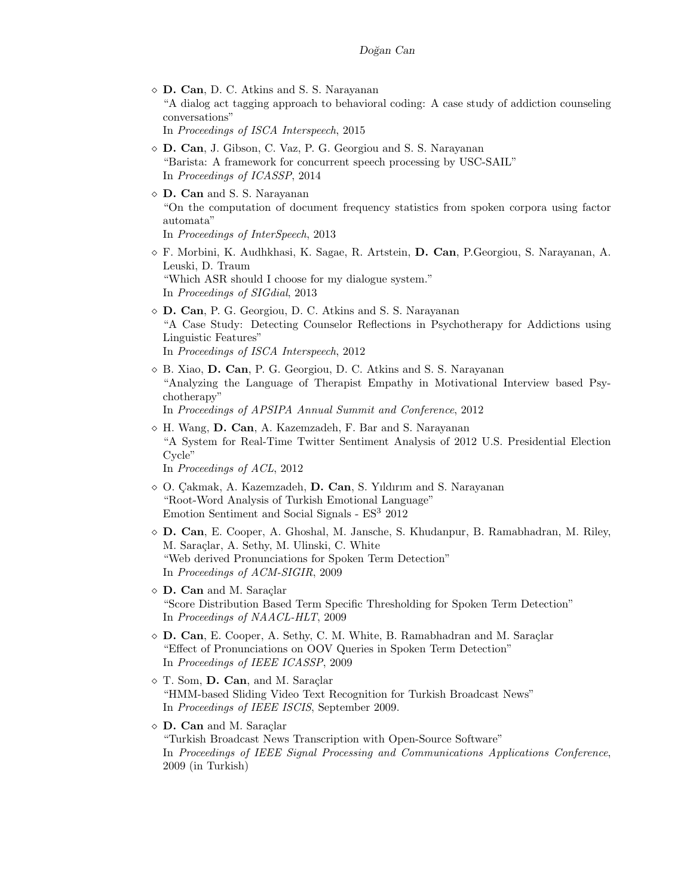- **D. Can**, D. C. Atkins and S. S. Narayanan
  "A dialog act tagging approach to behavioral coding: A case study of addiction counseling conversations"
  In *Proceedings of ISCA Interspeech*, 2015

- **D. Can**, J. Gibson, C. Vaz, P. G. Georgiou and S. S. Narayanan
  "Barista: A framework for concurrent speech processing by USC-SAIL"
  In *Proceedings of ICASSP*, 2014

- **D. Can** and S. S. Narayanan
  "On the computation of document frequency statistics from spoken corpora using factor automata"
  In *Proceedings of InterSpeech*, 2013

- F. Morbini, K. Audhkhasi, K. Sagae, R. Artstein, **D. Can**, P.Georgiou, S. Narayanan, A. Leuski, D. Traum
  "Which ASR should I choose for my dialogue system."
  In *Proceedings of SIGdial*, 2013

- **D. Can**, P. G. Georgiou, D. C. Atkins and S. S. Narayanan
  "A Case Study: Detecting Counselor Reflections in Psychotherapy for Addictions using Linguistic Features"
  In *Proceedings of ISCA Interspeech*, 2012

- B. Xiao, **D. Can**, P. G. Georgiou, D. C. Atkins and S. S. Narayanan
  "Analyzing the Language of Therapist Empathy in Motivational Interview based Psychotherapy"
  In *Proceedings of APSIPA Annual Summit and Conference*, 2012

- H. Wang, **D. Can**, A. Kazemzadeh, F. Bar and S. Narayanan
  "A System for Real-Time Twitter Sentiment Analysis of 2012 U.S. Presidential Election Cycle"
  In *Proceedings of ACL*, 2012

- O. Çakmak, A. Kazemzadeh, **D. Can**, S. Yıldırım and S. Narayanan
  "Root-Word Analysis of Turkish Emotional Language"
  Emotion Sentiment and Social Signals - $ES^3$ 2012

- **D. Can**, E. Cooper, A. Ghoshal, M. Jansche, S. Khudanpur, B. Ramabhadran, M. Riley, M. Saraçlar, A. Sethy, M. Ulinski, C. White
  "Web derived Pronunciations for Spoken Term Detection"
  In *Proceedings of ACM-SIGIR*, 2009

- **D. Can** and M. Saraçlar
  "Score Distribution Based Term Specific Thresholding for Spoken Term Detection"
  In *Proceedings of NAACL-HLT*, 2009

- **D. Can**, E. Cooper, A. Sethy, C. M. White, B. Ramabhadran and M. Saraçlar
  "Effect of Pronunciations on OOV Queries in Spoken Term Detection"
  In *Proceedings of IEEE ICASSP*, 2009

- T. Som, **D. Can**, and M. Saraçlar
  "HMM-based Sliding Video Text Recognition for Turkish Broadcast News"
  In *Proceedings of IEEE ISCIS*, September 2009.

- **D. Can** and M. Saraçlar
  "Turkish Broadcast News Transcription with Open-Source Software"
  In *Proceedings of IEEE Signal Processing and Communications Applications Conference*, 2009 (in Turkish)